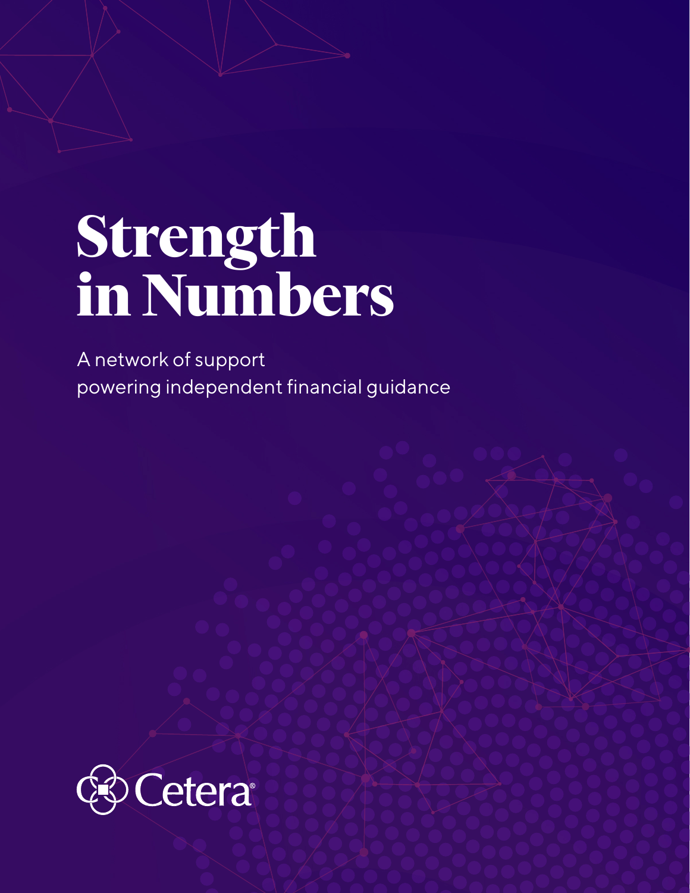# Strength in Numbers

A network of support
powering independent financial guidance

Cetera®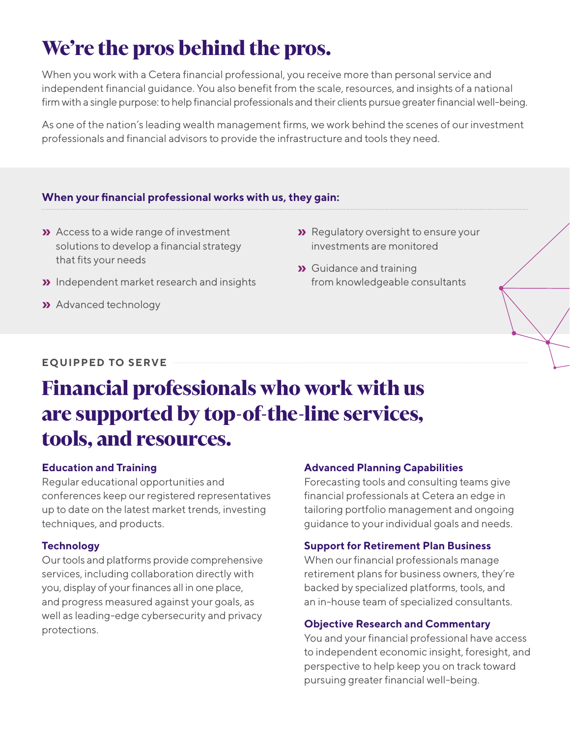# We're the pros behind the pros.

When you work with a Cetera financial professional, you receive more than personal service and independent financial guidance. You also benefit from the scale, resources, and insights of a national firm with a single purpose: to help financial professionals and their clients pursue greater financial well-being.

As one of the nation's leading wealth management firms, we work behind the scenes of our investment professionals and financial advisors to provide the infrastructure and tools they need.

**When your financial professional works with us, they gain:**

- Access to a wide range of investment solutions to develop a financial strategy that fits your needs
- Independent market research and insights
- Advanced technology
- Regulatory oversight to ensure your investments are monitored
- Guidance and training from knowledgeable consultants

EQUIPPED TO SERVE

## Financial professionals who work with us are supported by top-of-the-line services, tools, and resources.

**Education and Training**
Regular educational opportunities and conferences keep our registered representatives up to date on the latest market trends, investing techniques, and products.

**Technology**
Our tools and platforms provide comprehensive services, including collaboration directly with you, display of your finances all in one place, and progress measured against your goals, as well as leading-edge cybersecurity and privacy protections.

**Advanced Planning Capabilities**
Forecasting tools and consulting teams give financial professionals at Cetera an edge in tailoring portfolio management and ongoing guidance to your individual goals and needs.

**Support for Retirement Plan Business**
When our financial professionals manage retirement plans for business owners, they're backed by specialized platforms, tools, and an in-house team of specialized consultants.

**Objective Research and Commentary**
You and your financial professional have access to independent economic insight, foresight, and perspective to help keep you on track toward pursuing greater financial well-being.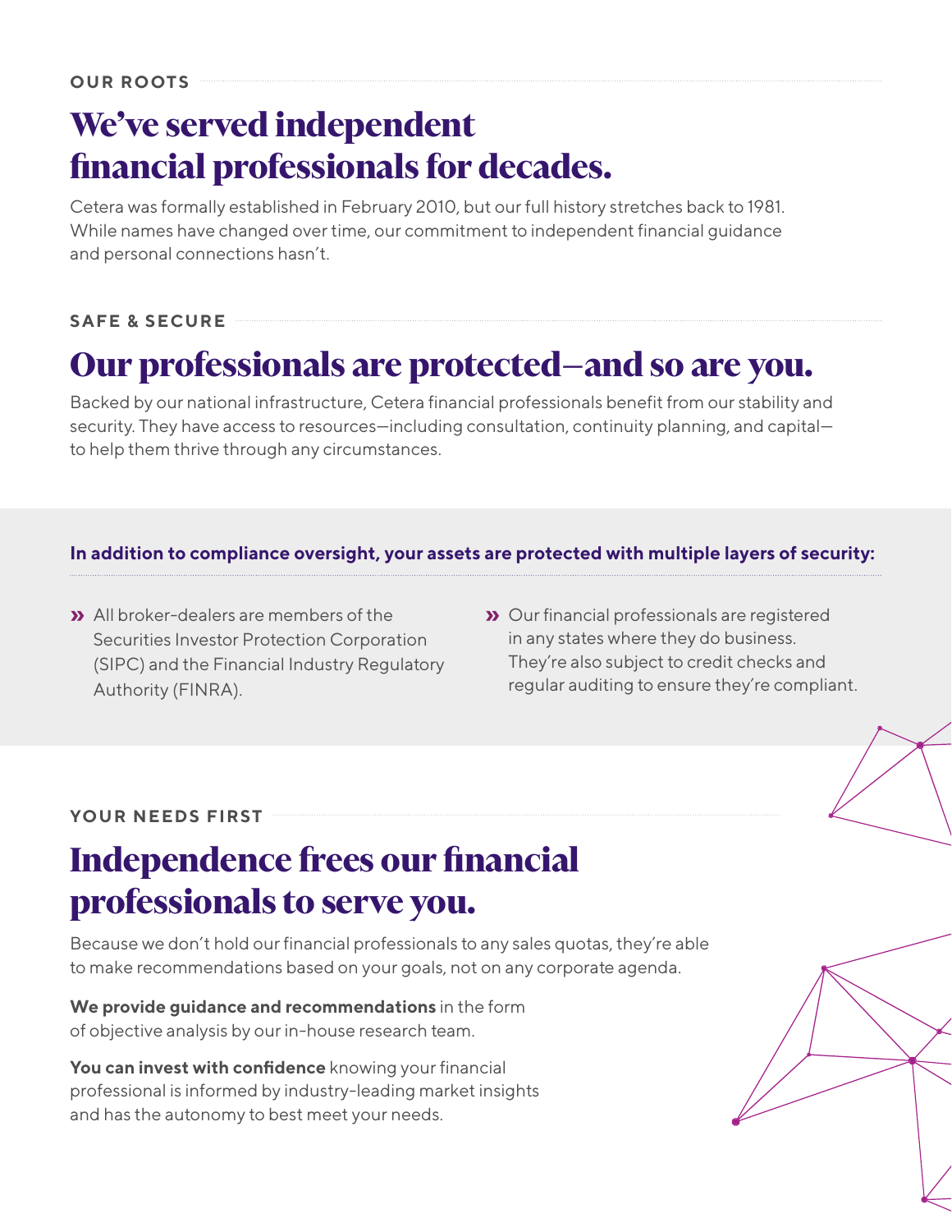OUR ROOTS

## We've served independent financial professionals for decades.

Cetera was formally established in February 2010, but our full history stretches back to 1981. While names have changed over time, our commitment to independent financial guidance and personal connections hasn't.

SAFE & SECURE

## Our professionals are protected—and so are you.

Backed by our national infrastructure, Cetera financial professionals benefit from our stability and security. They have access to resources—including consultation, continuity planning, and capital—to help them thrive through any circumstances.

**In addition to compliance oversight, your assets are protected with multiple layers of security:**

- All broker-dealers are members of the Securities Investor Protection Corporation (SIPC) and the Financial Industry Regulatory Authority (FINRA).
- Our financial professionals are registered in any states where they do business. They're also subject to credit checks and regular auditing to ensure they're compliant.

YOUR NEEDS FIRST

## Independence frees our financial professionals to serve you.

Because we don't hold our financial professionals to any sales quotas, they're able to make recommendations based on your goals, not on any corporate agenda.

**We provide guidance and recommendations** in the form of objective analysis by our in-house research team.

**You can invest with confidence** knowing your financial professional is informed by industry-leading market insights and has the autonomy to best meet your needs.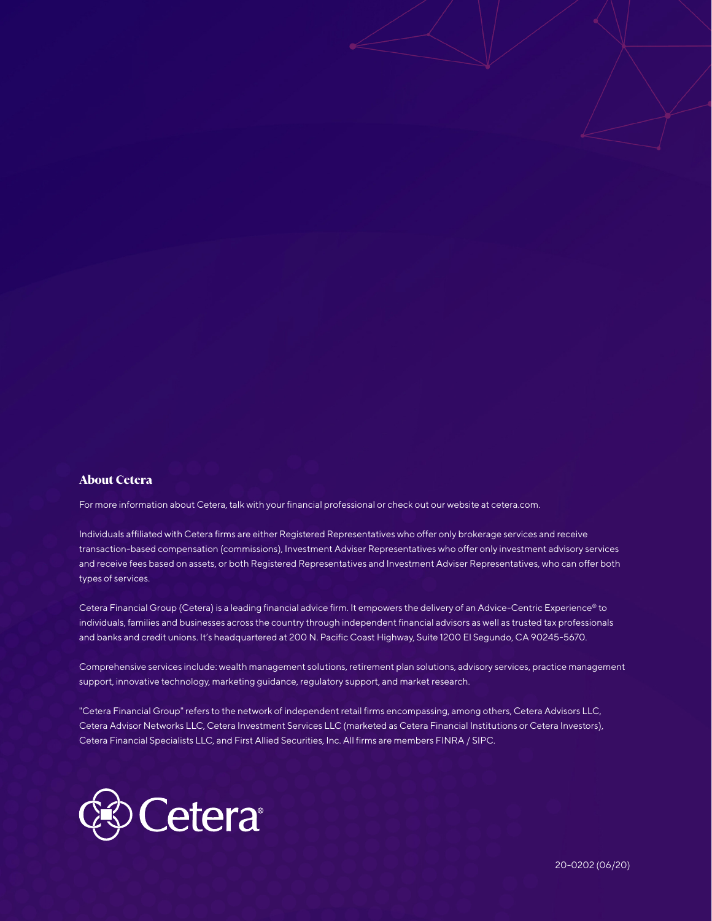## About Cetera

For more information about Cetera, talk with your financial professional or check out our website at cetera.com.

Individuals affiliated with Cetera firms are either Registered Representatives who offer only brokerage services and receive transaction-based compensation (commissions), Investment Adviser Representatives who offer only investment advisory services and receive fees based on assets, or both Registered Representatives and Investment Adviser Representatives, who can offer both types of services.

Cetera Financial Group (Cetera) is a leading financial advice firm. It empowers the delivery of an Advice-Centric Experience® to individuals, families and businesses across the country through independent financial advisors as well as trusted tax professionals and banks and credit unions. It's headquartered at 200 N. Pacific Coast Highway, Suite 1200 El Segundo, CA 90245-5670.

Comprehensive services include: wealth management solutions, retirement plan solutions, advisory services, practice management support, innovative technology, marketing guidance, regulatory support, and market research.

"Cetera Financial Group" refers to the network of independent retail firms encompassing, among others, Cetera Advisors LLC, Cetera Advisor Networks LLC, Cetera Investment Services LLC (marketed as Cetera Financial Institutions or Cetera Investors), Cetera Financial Specialists LLC, and First Allied Securities, Inc. All firms are members FINRA / SIPC.

Cetera®

20-0202 (06/20)